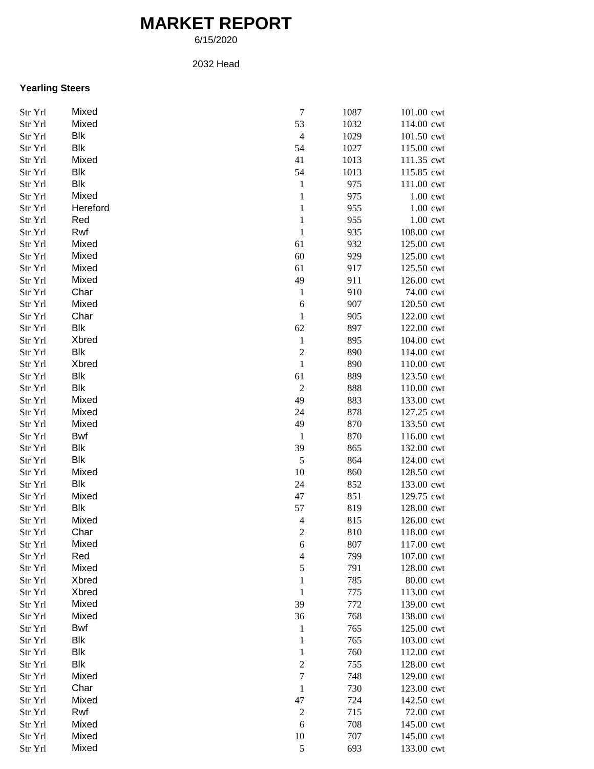# MARKET REPORT

6/15/2020

2032 Head

### Yearling Steers

| | | | | |
|---|---|---|---|---|
| Str Yrl | Mixed | 7 | 1087 | 101.00 cwt |
| Str Yrl | Mixed | 53 | 1032 | 114.00 cwt |
| Str Yrl | Blk | 4 | 1029 | 101.50 cwt |
| Str Yrl | Blk | 54 | 1027 | 115.00 cwt |
| Str Yrl | Mixed | 41 | 1013 | 111.35 cwt |
| Str Yrl | Blk | 54 | 1013 | 115.85 cwt |
| Str Yrl | Blk | 1 | 975 | 111.00 cwt |
| Str Yrl | Mixed | 1 | 975 | 1.00 cwt |
| Str Yrl | Hereford | 1 | 955 | 1.00 cwt |
| Str Yrl | Red | 1 | 955 | 1.00 cwt |
| Str Yrl | Rwf | 1 | 935 | 108.00 cwt |
| Str Yrl | Mixed | 61 | 932 | 125.00 cwt |
| Str Yrl | Mixed | 60 | 929 | 125.00 cwt |
| Str Yrl | Mixed | 61 | 917 | 125.50 cwt |
| Str Yrl | Mixed | 49 | 911 | 126.00 cwt |
| Str Yrl | Char | 1 | 910 | 74.00 cwt |
| Str Yrl | Mixed | 6 | 907 | 120.50 cwt |
| Str Yrl | Char | 1 | 905 | 122.00 cwt |
| Str Yrl | Blk | 62 | 897 | 122.00 cwt |
| Str Yrl | Xbred | 1 | 895 | 104.00 cwt |
| Str Yrl | Blk | 2 | 890 | 114.00 cwt |
| Str Yrl | Xbred | 1 | 890 | 110.00 cwt |
| Str Yrl | Blk | 61 | 889 | 123.50 cwt |
| Str Yrl | Blk | 2 | 888 | 110.00 cwt |
| Str Yrl | Mixed | 49 | 883 | 133.00 cwt |
| Str Yrl | Mixed | 24 | 878 | 127.25 cwt |
| Str Yrl | Mixed | 49 | 870 | 133.50 cwt |
| Str Yrl | Bwf | 1 | 870 | 116.00 cwt |
| Str Yrl | Blk | 39 | 865 | 132.00 cwt |
| Str Yrl | Blk | 5 | 864 | 124.00 cwt |
| Str Yrl | Mixed | 10 | 860 | 128.50 cwt |
| Str Yrl | Blk | 24 | 852 | 133.00 cwt |
| Str Yrl | Mixed | 47 | 851 | 129.75 cwt |
| Str Yrl | Blk | 57 | 819 | 128.00 cwt |
| Str Yrl | Mixed | 4 | 815 | 126.00 cwt |
| Str Yrl | Char | 2 | 810 | 118.00 cwt |
| Str Yrl | Mixed | 6 | 807 | 117.00 cwt |
| Str Yrl | Red | 4 | 799 | 107.00 cwt |
| Str Yrl | Mixed | 5 | 791 | 128.00 cwt |
| Str Yrl | Xbred | 1 | 785 | 80.00 cwt |
| Str Yrl | Xbred | 1 | 775 | 113.00 cwt |
| Str Yrl | Mixed | 39 | 772 | 139.00 cwt |
| Str Yrl | Mixed | 36 | 768 | 138.00 cwt |
| Str Yrl | Bwf | 1 | 765 | 125.00 cwt |
| Str Yrl | Blk | 1 | 765 | 103.00 cwt |
| Str Yrl | Blk | 1 | 760 | 112.00 cwt |
| Str Yrl | Blk | 2 | 755 | 128.00 cwt |
| Str Yrl | Mixed | 7 | 748 | 129.00 cwt |
| Str Yrl | Char | 1 | 730 | 123.00 cwt |
| Str Yrl | Mixed | 47 | 724 | 142.50 cwt |
| Str Yrl | Rwf | 2 | 715 | 72.00 cwt |
| Str Yrl | Mixed | 6 | 708 | 145.00 cwt |
| Str Yrl | Mixed | 10 | 707 | 145.00 cwt |
| Str Yrl | Mixed | 5 | 693 | 133.00 cwt |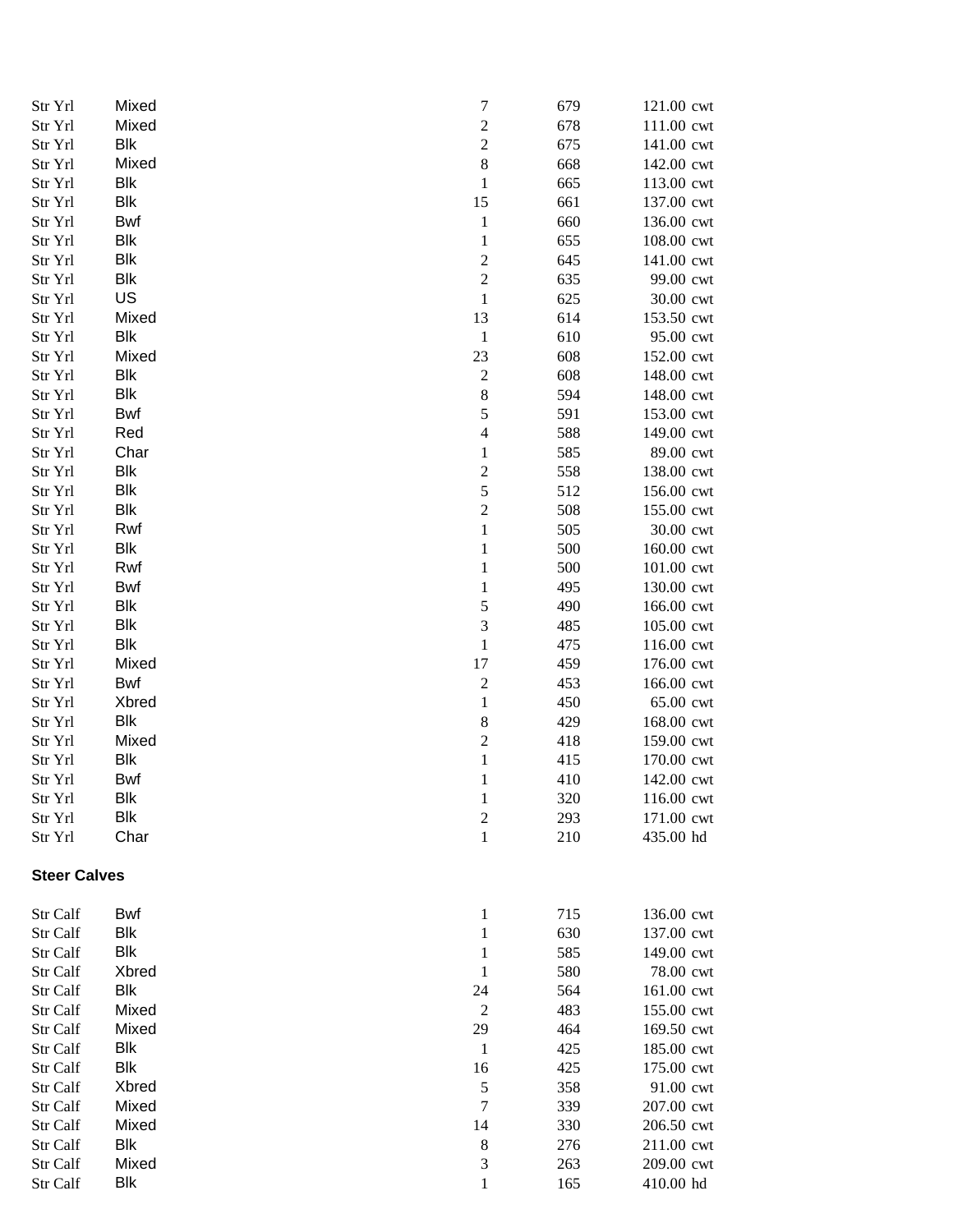| | | | | |
|---|---|---|---|---|
| Str Yrl | Mixed | 7 | 679 | 121.00 cwt |
| Str Yrl | Mixed | 2 | 678 | 111.00 cwt |
| Str Yrl | Blk | 2 | 675 | 141.00 cwt |
| Str Yrl | Mixed | 8 | 668 | 142.00 cwt |
| Str Yrl | Blk | 1 | 665 | 113.00 cwt |
| Str Yrl | Blk | 15 | 661 | 137.00 cwt |
| Str Yrl | Bwf | 1 | 660 | 136.00 cwt |
| Str Yrl | Blk | 1 | 655 | 108.00 cwt |
| Str Yrl | Blk | 2 | 645 | 141.00 cwt |
| Str Yrl | Blk | 2 | 635 | 99.00 cwt |
| Str Yrl | US | 1 | 625 | 30.00 cwt |
| Str Yrl | Mixed | 13 | 614 | 153.50 cwt |
| Str Yrl | Blk | 1 | 610 | 95.00 cwt |
| Str Yrl | Mixed | 23 | 608 | 152.00 cwt |
| Str Yrl | Blk | 2 | 608 | 148.00 cwt |
| Str Yrl | Blk | 8 | 594 | 148.00 cwt |
| Str Yrl | Bwf | 5 | 591 | 153.00 cwt |
| Str Yrl | Red | 4 | 588 | 149.00 cwt |
| Str Yrl | Char | 1 | 585 | 89.00 cwt |
| Str Yrl | Blk | 2 | 558 | 138.00 cwt |
| Str Yrl | Blk | 5 | 512 | 156.00 cwt |
| Str Yrl | Blk | 2 | 508 | 155.00 cwt |
| Str Yrl | Rwf | 1 | 505 | 30.00 cwt |
| Str Yrl | Blk | 1 | 500 | 160.00 cwt |
| Str Yrl | Rwf | 1 | 500 | 101.00 cwt |
| Str Yrl | Bwf | 1 | 495 | 130.00 cwt |
| Str Yrl | Blk | 5 | 490 | 166.00 cwt |
| Str Yrl | Blk | 3 | 485 | 105.00 cwt |
| Str Yrl | Blk | 1 | 475 | 116.00 cwt |
| Str Yrl | Mixed | 17 | 459 | 176.00 cwt |
| Str Yrl | Bwf | 2 | 453 | 166.00 cwt |
| Str Yrl | Xbred | 1 | 450 | 65.00 cwt |
| Str Yrl | Blk | 8 | 429 | 168.00 cwt |
| Str Yrl | Mixed | 2 | 418 | 159.00 cwt |
| Str Yrl | Blk | 1 | 415 | 170.00 cwt |
| Str Yrl | Bwf | 1 | 410 | 142.00 cwt |
| Str Yrl | Blk | 1 | 320 | 116.00 cwt |
| Str Yrl | Blk | 2 | 293 | 171.00 cwt |
| Str Yrl | Char | 1 | 210 | 435.00 hd |

**Steer Calves**

| | | | | |
|---|---|---|---|---|
| Str Calf | Bwf | 1 | 715 | 136.00 cwt |
| Str Calf | Blk | 1 | 630 | 137.00 cwt |
| Str Calf | Blk | 1 | 585 | 149.00 cwt |
| Str Calf | Xbred | 1 | 580 | 78.00 cwt |
| Str Calf | Blk | 24 | 564 | 161.00 cwt |
| Str Calf | Mixed | 2 | 483 | 155.00 cwt |
| Str Calf | Mixed | 29 | 464 | 169.50 cwt |
| Str Calf | Blk | 1 | 425 | 185.00 cwt |
| Str Calf | Blk | 16 | 425 | 175.00 cwt |
| Str Calf | Xbred | 5 | 358 | 91.00 cwt |
| Str Calf | Mixed | 7 | 339 | 207.00 cwt |
| Str Calf | Mixed | 14 | 330 | 206.50 cwt |
| Str Calf | Blk | 8 | 276 | 211.00 cwt |
| Str Calf | Mixed | 3 | 263 | 209.00 cwt |
| Str Calf | Blk | 1 | 165 | 410.00 hd |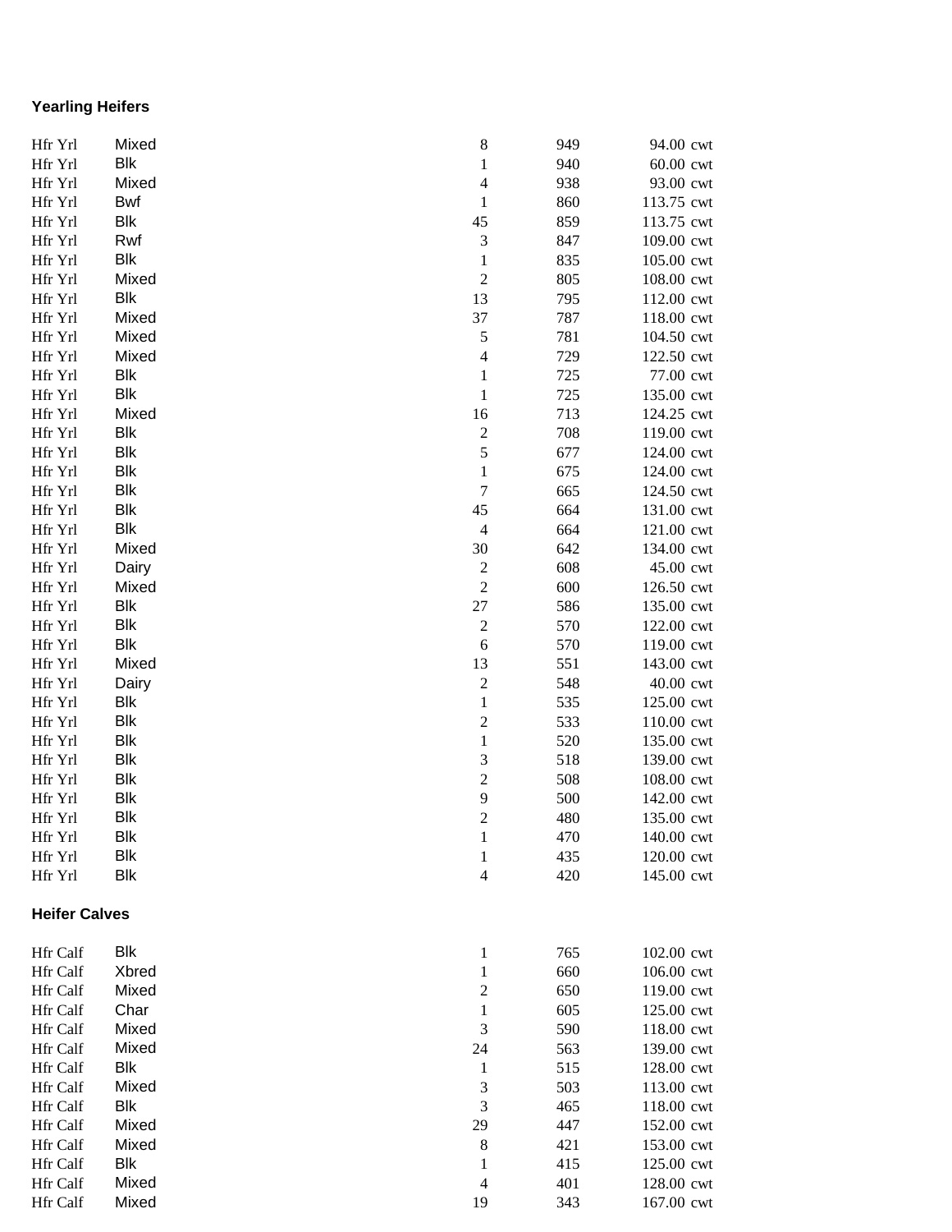**Yearling Heifers**

| | | | | |
|---|---|---|---|---|
| Hfr Yrl | Mixed | 8 | 949 | 94.00 cwt |
| Hfr Yrl | Blk | 1 | 940 | 60.00 cwt |
| Hfr Yrl | Mixed | 4 | 938 | 93.00 cwt |
| Hfr Yrl | Bwf | 1 | 860 | 113.75 cwt |
| Hfr Yrl | Blk | 45 | 859 | 113.75 cwt |
| Hfr Yrl | Rwf | 3 | 847 | 109.00 cwt |
| Hfr Yrl | Blk | 1 | 835 | 105.00 cwt |
| Hfr Yrl | Mixed | 2 | 805 | 108.00 cwt |
| Hfr Yrl | Blk | 13 | 795 | 112.00 cwt |
| Hfr Yrl | Mixed | 37 | 787 | 118.00 cwt |
| Hfr Yrl | Mixed | 5 | 781 | 104.50 cwt |
| Hfr Yrl | Mixed | 4 | 729 | 122.50 cwt |
| Hfr Yrl | Blk | 1 | 725 | 77.00 cwt |
| Hfr Yrl | Blk | 1 | 725 | 135.00 cwt |
| Hfr Yrl | Mixed | 16 | 713 | 124.25 cwt |
| Hfr Yrl | Blk | 2 | 708 | 119.00 cwt |
| Hfr Yrl | Blk | 5 | 677 | 124.00 cwt |
| Hfr Yrl | Blk | 1 | 675 | 124.00 cwt |
| Hfr Yrl | Blk | 7 | 665 | 124.50 cwt |
| Hfr Yrl | Blk | 45 | 664 | 131.00 cwt |
| Hfr Yrl | Blk | 4 | 664 | 121.00 cwt |
| Hfr Yrl | Mixed | 30 | 642 | 134.00 cwt |
| Hfr Yrl | Dairy | 2 | 608 | 45.00 cwt |
| Hfr Yrl | Mixed | 2 | 600 | 126.50 cwt |
| Hfr Yrl | Blk | 27 | 586 | 135.00 cwt |
| Hfr Yrl | Blk | 2 | 570 | 122.00 cwt |
| Hfr Yrl | Blk | 6 | 570 | 119.00 cwt |
| Hfr Yrl | Mixed | 13 | 551 | 143.00 cwt |
| Hfr Yrl | Dairy | 2 | 548 | 40.00 cwt |
| Hfr Yrl | Blk | 1 | 535 | 125.00 cwt |
| Hfr Yrl | Blk | 2 | 533 | 110.00 cwt |
| Hfr Yrl | Blk | 1 | 520 | 135.00 cwt |
| Hfr Yrl | Blk | 3 | 518 | 139.00 cwt |
| Hfr Yrl | Blk | 2 | 508 | 108.00 cwt |
| Hfr Yrl | Blk | 9 | 500 | 142.00 cwt |
| Hfr Yrl | Blk | 2 | 480 | 135.00 cwt |
| Hfr Yrl | Blk | 1 | 470 | 140.00 cwt |
| Hfr Yrl | Blk | 1 | 435 | 120.00 cwt |
| Hfr Yrl | Blk | 4 | 420 | 145.00 cwt |

**Heifer Calves**

| | | | | |
|---|---|---|---|---|
| Hfr Calf | Blk | 1 | 765 | 102.00 cwt |
| Hfr Calf | Xbred | 1 | 660 | 106.00 cwt |
| Hfr Calf | Mixed | 2 | 650 | 119.00 cwt |
| Hfr Calf | Char | 1 | 605 | 125.00 cwt |
| Hfr Calf | Mixed | 3 | 590 | 118.00 cwt |
| Hfr Calf | Mixed | 24 | 563 | 139.00 cwt |
| Hfr Calf | Blk | 1 | 515 | 128.00 cwt |
| Hfr Calf | Mixed | 3 | 503 | 113.00 cwt |
| Hfr Calf | Blk | 3 | 465 | 118.00 cwt |
| Hfr Calf | Mixed | 29 | 447 | 152.00 cwt |
| Hfr Calf | Mixed | 8 | 421 | 153.00 cwt |
| Hfr Calf | Blk | 1 | 415 | 125.00 cwt |
| Hfr Calf | Mixed | 4 | 401 | 128.00 cwt |
| Hfr Calf | Mixed | 19 | 343 | 167.00 cwt |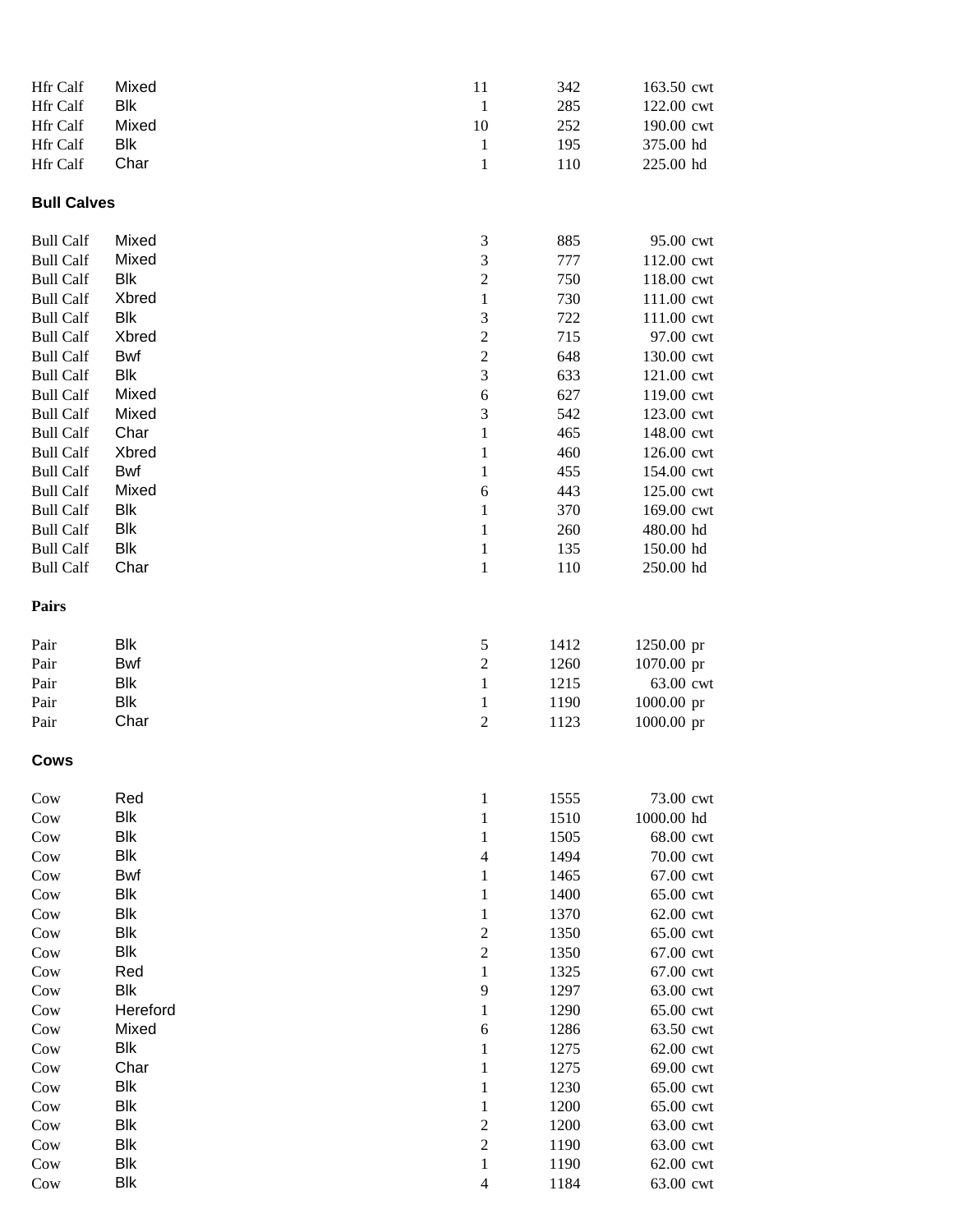| | | | | |
|---|---|---|---|---|
| Hfr Calf | Mixed | 11 | 342 | 163.50 cwt |
| Hfr Calf | Blk | 1 | 285 | 122.00 cwt |
| Hfr Calf | Mixed | 10 | 252 | 190.00 cwt |
| Hfr Calf | Blk | 1 | 195 | 375.00 hd |
| Hfr Calf | Char | 1 | 110 | 225.00 hd |

**Bull Calves**

| | | | | |
|---|---|---|---|---|
| Bull Calf | Mixed | 3 | 885 | 95.00 cwt |
| Bull Calf | Mixed | 3 | 777 | 112.00 cwt |
| Bull Calf | Blk | 2 | 750 | 118.00 cwt |
| Bull Calf | Xbred | 1 | 730 | 111.00 cwt |
| Bull Calf | Blk | 3 | 722 | 111.00 cwt |
| Bull Calf | Xbred | 2 | 715 | 97.00 cwt |
| Bull Calf | Bwf | 2 | 648 | 130.00 cwt |
| Bull Calf | Blk | 3 | 633 | 121.00 cwt |
| Bull Calf | Mixed | 6 | 627 | 119.00 cwt |
| Bull Calf | Mixed | 3 | 542 | 123.00 cwt |
| Bull Calf | Char | 1 | 465 | 148.00 cwt |
| Bull Calf | Xbred | 1 | 460 | 126.00 cwt |
| Bull Calf | Bwf | 1 | 455 | 154.00 cwt |
| Bull Calf | Mixed | 6 | 443 | 125.00 cwt |
| Bull Calf | Blk | 1 | 370 | 169.00 cwt |
| Bull Calf | Blk | 1 | 260 | 480.00 hd |
| Bull Calf | Blk | 1 | 135 | 150.00 hd |
| Bull Calf | Char | 1 | 110 | 250.00 hd |

**Pairs**

| | | | | |
|---|---|---|---|---|
| Pair | Blk | 5 | 1412 | 1250.00 pr |
| Pair | Bwf | 2 | 1260 | 1070.00 pr |
| Pair | Blk | 1 | 1215 | 63.00 cwt |
| Pair | Blk | 1 | 1190 | 1000.00 pr |
| Pair | Char | 2 | 1123 | 1000.00 pr |

**Cows**

| | | | | |
|---|---|---|---|---|
| Cow | Red | 1 | 1555 | 73.00 cwt |
| Cow | Blk | 1 | 1510 | 1000.00 hd |
| Cow | Blk | 1 | 1505 | 68.00 cwt |
| Cow | Blk | 4 | 1494 | 70.00 cwt |
| Cow | Bwf | 1 | 1465 | 67.00 cwt |
| Cow | Blk | 1 | 1400 | 65.00 cwt |
| Cow | Blk | 1 | 1370 | 62.00 cwt |
| Cow | Blk | 2 | 1350 | 65.00 cwt |
| Cow | Blk | 2 | 1350 | 67.00 cwt |
| Cow | Red | 1 | 1325 | 67.00 cwt |
| Cow | Blk | 9 | 1297 | 63.00 cwt |
| Cow | Hereford | 1 | 1290 | 65.00 cwt |
| Cow | Mixed | 6 | 1286 | 63.50 cwt |
| Cow | Blk | 1 | 1275 | 62.00 cwt |
| Cow | Char | 1 | 1275 | 69.00 cwt |
| Cow | Blk | 1 | 1230 | 65.00 cwt |
| Cow | Blk | 1 | 1200 | 65.00 cwt |
| Cow | Blk | 2 | 1200 | 63.00 cwt |
| Cow | Blk | 2 | 1190 | 63.00 cwt |
| Cow | Blk | 1 | 1190 | 62.00 cwt |
| Cow | Blk | 4 | 1184 | 63.00 cwt |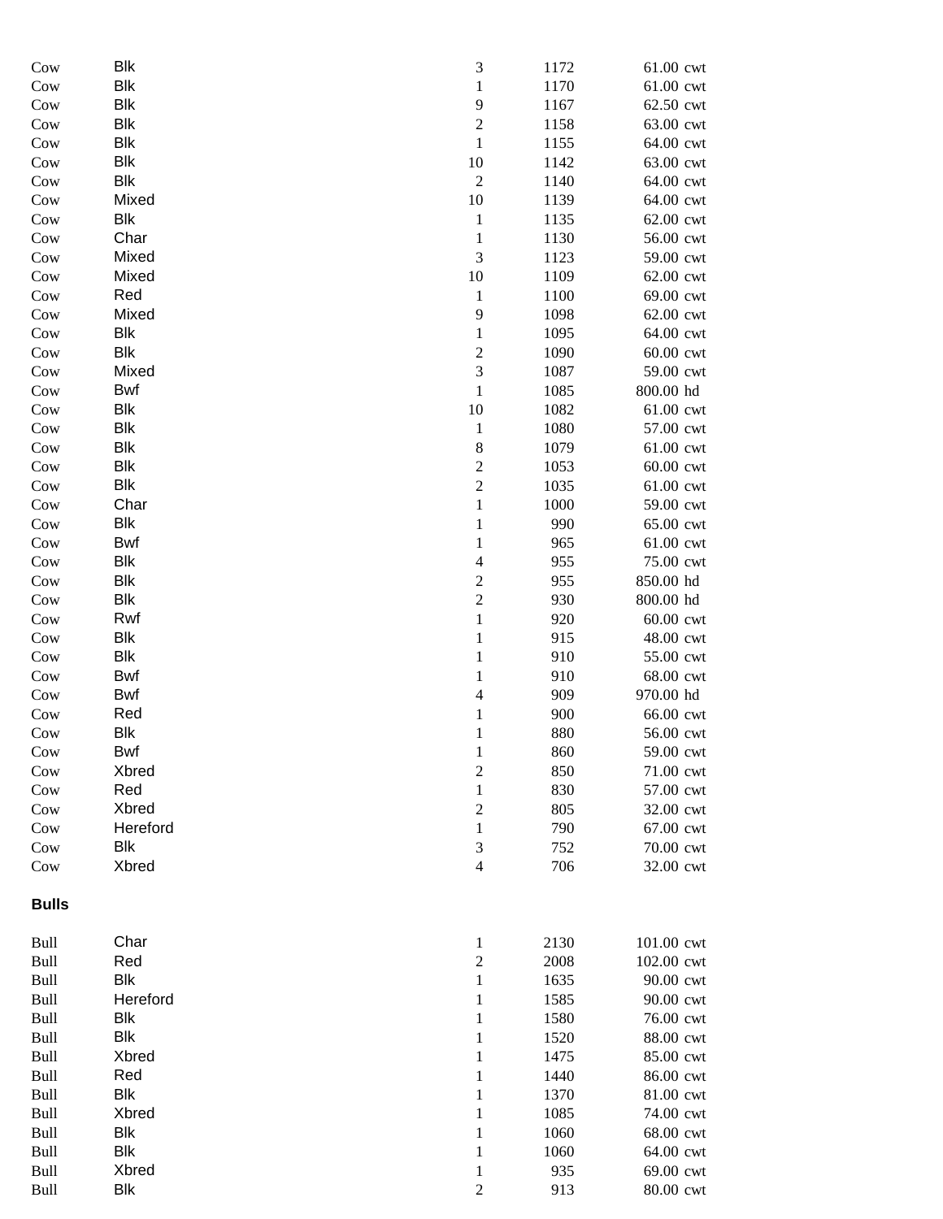| | | | | | |
|---|---|---|---|---|---|
| Cow | Blk | 3 | 1172 | 61.00 | cwt |
| Cow | Blk | 1 | 1170 | 61.00 | cwt |
| Cow | Blk | 9 | 1167 | 62.50 | cwt |
| Cow | Blk | 2 | 1158 | 63.00 | cwt |
| Cow | Blk | 1 | 1155 | 64.00 | cwt |
| Cow | Blk | 10 | 1142 | 63.00 | cwt |
| Cow | Blk | 2 | 1140 | 64.00 | cwt |
| Cow | Mixed | 10 | 1139 | 64.00 | cwt |
| Cow | Blk | 1 | 1135 | 62.00 | cwt |
| Cow | Char | 1 | 1130 | 56.00 | cwt |
| Cow | Mixed | 3 | 1123 | 59.00 | cwt |
| Cow | Mixed | 10 | 1109 | 62.00 | cwt |
| Cow | Red | 1 | 1100 | 69.00 | cwt |
| Cow | Mixed | 9 | 1098 | 62.00 | cwt |
| Cow | Blk | 1 | 1095 | 64.00 | cwt |
| Cow | Blk | 2 | 1090 | 60.00 | cwt |
| Cow | Mixed | 3 | 1087 | 59.00 | cwt |
| Cow | Bwf | 1 | 1085 | 800.00 | hd |
| Cow | Blk | 10 | 1082 | 61.00 | cwt |
| Cow | Blk | 1 | 1080 | 57.00 | cwt |
| Cow | Blk | 8 | 1079 | 61.00 | cwt |
| Cow | Blk | 2 | 1053 | 60.00 | cwt |
| Cow | Blk | 2 | 1035 | 61.00 | cwt |
| Cow | Char | 1 | 1000 | 59.00 | cwt |
| Cow | Blk | 1 | 990 | 65.00 | cwt |
| Cow | Bwf | 1 | 965 | 61.00 | cwt |
| Cow | Blk | 4 | 955 | 75.00 | cwt |
| Cow | Blk | 2 | 955 | 850.00 | hd |
| Cow | Blk | 2 | 930 | 800.00 | hd |
| Cow | Rwf | 1 | 920 | 60.00 | cwt |
| Cow | Blk | 1 | 915 | 48.00 | cwt |
| Cow | Blk | 1 | 910 | 55.00 | cwt |
| Cow | Bwf | 1 | 910 | 68.00 | cwt |
| Cow | Bwf | 4 | 909 | 970.00 | hd |
| Cow | Red | 1 | 900 | 66.00 | cwt |
| Cow | Blk | 1 | 880 | 56.00 | cwt |
| Cow | Bwf | 1 | 860 | 59.00 | cwt |
| Cow | Xbred | 2 | 850 | 71.00 | cwt |
| Cow | Red | 1 | 830 | 57.00 | cwt |
| Cow | Xbred | 2 | 805 | 32.00 | cwt |
| Cow | Hereford | 1 | 790 | 67.00 | cwt |
| Cow | Blk | 3 | 752 | 70.00 | cwt |
| Cow | Xbred | 4 | 706 | 32.00 | cwt |

**Bulls**

| | | | | | |
|---|---|---|---|---|---|
| Bull | Char | 1 | 2130 | 101.00 | cwt |
| Bull | Red | 2 | 2008 | 102.00 | cwt |
| Bull | Blk | 1 | 1635 | 90.00 | cwt |
| Bull | Hereford | 1 | 1585 | 90.00 | cwt |
| Bull | Blk | 1 | 1580 | 76.00 | cwt |
| Bull | Blk | 1 | 1520 | 88.00 | cwt |
| Bull | Xbred | 1 | 1475 | 85.00 | cwt |
| Bull | Red | 1 | 1440 | 86.00 | cwt |
| Bull | Blk | 1 | 1370 | 81.00 | cwt |
| Bull | Xbred | 1 | 1085 | 74.00 | cwt |
| Bull | Blk | 1 | 1060 | 68.00 | cwt |
| Bull | Blk | 1 | 1060 | 64.00 | cwt |
| Bull | Xbred | 1 | 935 | 69.00 | cwt |
| Bull | Blk | 2 | 913 | 80.00 | cwt |